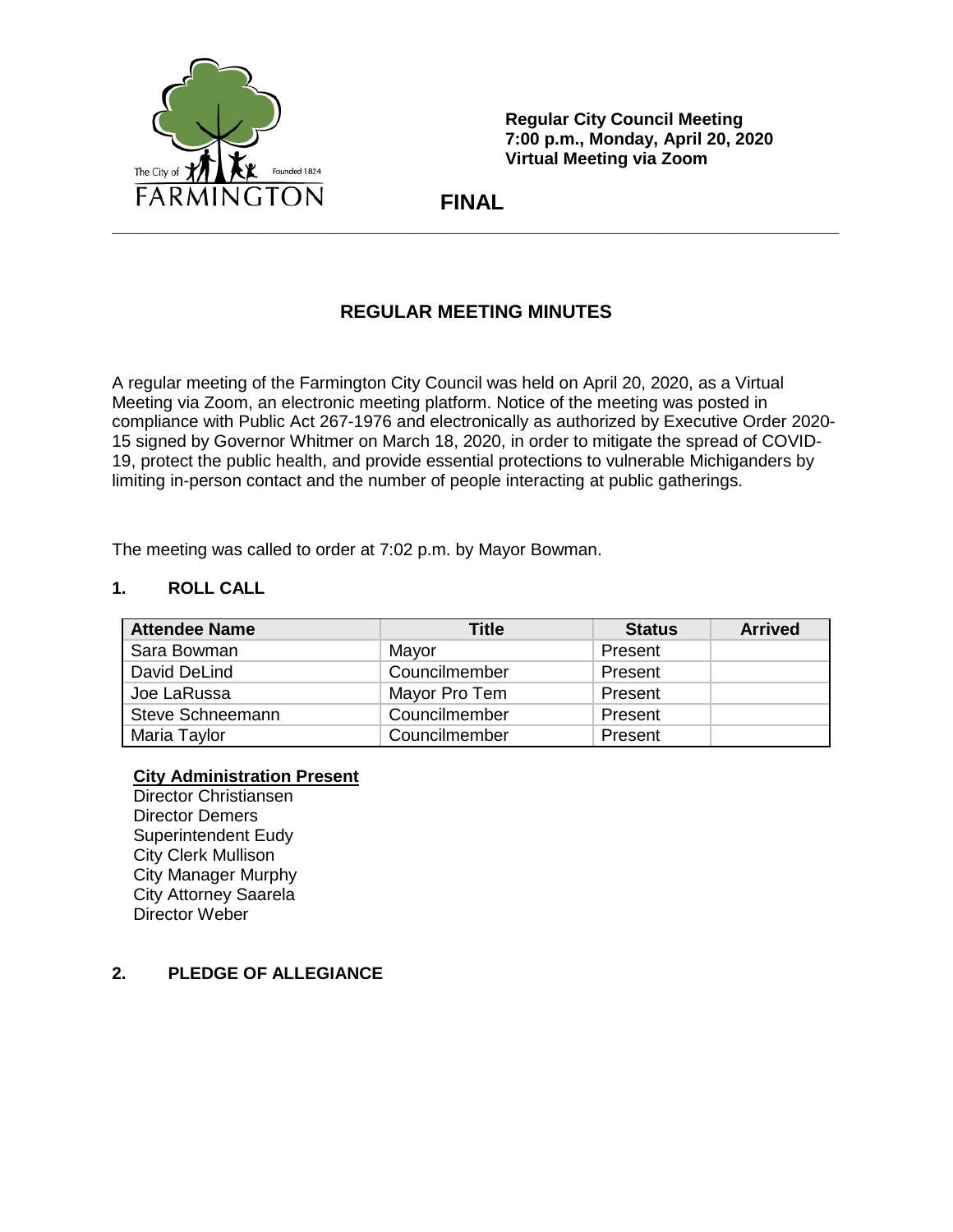The City of Founded 1824
FARMINGTON

**Regular City Council Meeting**
**7:00 p.m., Monday, April 20, 2020**
**Virtual Meeting via Zoom**

**FINAL**

---

## REGULAR MEETING MINUTES

A regular meeting of the Farmington City Council was held on April 20, 2020, as a Virtual Meeting via Zoom, an electronic meeting platform. Notice of the meeting was posted in compliance with Public Act 267-1976 and electronically as authorized by Executive Order 2020-15 signed by Governor Whitmer on March 18, 2020, in order to mitigate the spread of COVID-19, protect the public health, and provide essential protections to vulnerable Michiganders by limiting in-person contact and the number of people interacting at public gatherings.

The meeting was called to order at 7:02 p.m. by Mayor Bowman.

### 1. ROLL CALL

| Attendee Name | Title | Status | Arrived |
|---|---|---|---|
| Sara Bowman | Mayor | Present | |
| David DeLind | Councilmember | Present | |
| Joe LaRussa | Mayor Pro Tem | Present | |
| Steve Schneemann | Councilmember | Present | |
| Maria Taylor | Councilmember | Present | |

**City Administration Present**

Director Christiansen
Director Demers
Superintendent Eudy
City Clerk Mullison
City Manager Murphy
City Attorney Saarela
Director Weber

### 2. PLEDGE OF ALLEGIANCE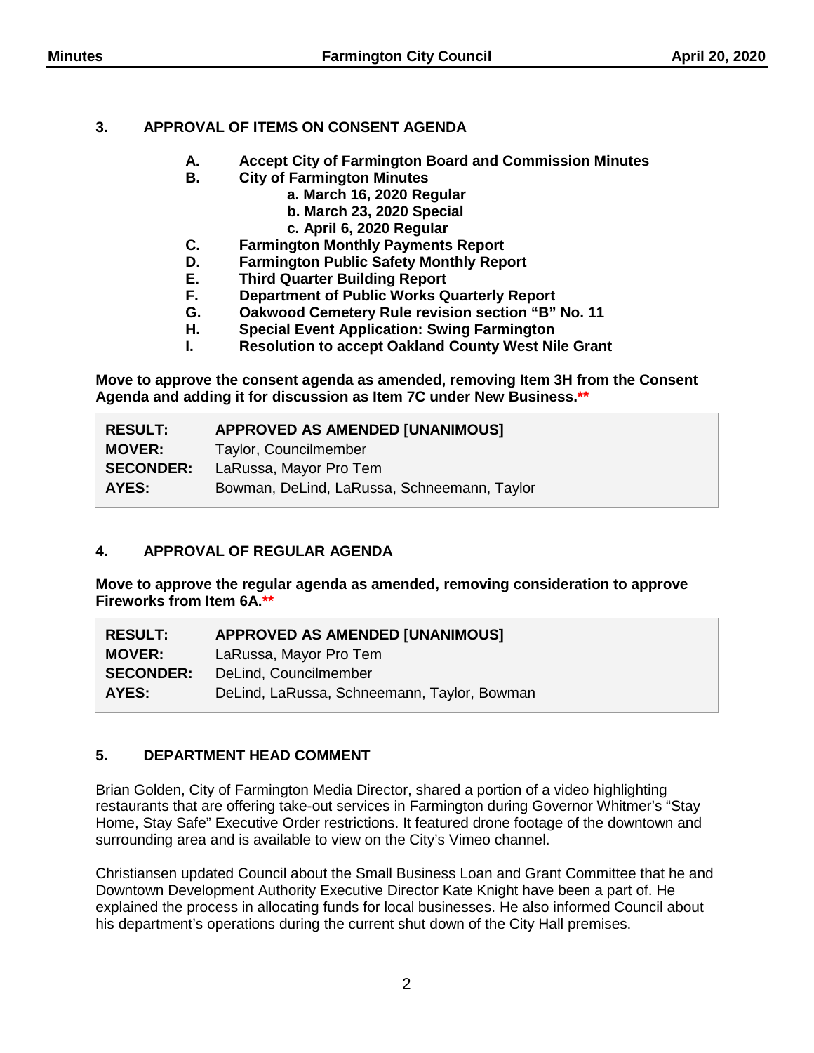## 3. APPROVAL OF ITEMS ON CONSENT AGENDA

- **A.** **Accept City of Farmington Board and Commission Minutes**
- **B.** **City of Farmington Minutes**
  - **a. March 16, 2020 Regular**
  - **b. March 23, 2020 Special**
  - **c. April 6, 2020 Regular**
- **C.** **Farmington Monthly Payments Report**
- **D.** **Farmington Public Safety Monthly Report**
- **E.** **Third Quarter Building Report**
- **F.** **Department of Public Works Quarterly Report**
- **G.** **Oakwood Cemetery Rule revision section "B" No. 11**
- **H.** ~~**Special Event Application: Swing Farmington**~~
- **I.** **Resolution to accept Oakland County West Nile Grant**

**Move to approve the consent agenda as amended, removing Item 3H from the Consent Agenda and adding it for discussion as Item 7C under New Business.****

| | |
|---|---|
| **RESULT:** | **APPROVED AS AMENDED [UNANIMOUS]** |
| **MOVER:** | Taylor, Councilmember |
| **SECONDER:** | LaRussa, Mayor Pro Tem |
| **AYES:** | Bowman, DeLind, LaRussa, Schneemann, Taylor |

## 4. APPROVAL OF REGULAR AGENDA

**Move to approve the regular agenda as amended, removing consideration to approve Fireworks from Item 6A.****

| | |
|---|---|
| **RESULT:** | **APPROVED AS AMENDED [UNANIMOUS]** |
| **MOVER:** | LaRussa, Mayor Pro Tem |
| **SECONDER:** | DeLind, Councilmember |
| **AYES:** | DeLind, LaRussa, Schneemann, Taylor, Bowman |

## 5. DEPARTMENT HEAD COMMENT

Brian Golden, City of Farmington Media Director, shared a portion of a video highlighting restaurants that are offering take-out services in Farmington during Governor Whitmer's "Stay Home, Stay Safe" Executive Order restrictions. It featured drone footage of the downtown and surrounding area and is available to view on the City's Vimeo channel.

Christiansen updated Council about the Small Business Loan and Grant Committee that he and Downtown Development Authority Executive Director Kate Knight have been a part of. He explained the process in allocating funds for local businesses. He also informed Council about his department's operations during the current shut down of the City Hall premises.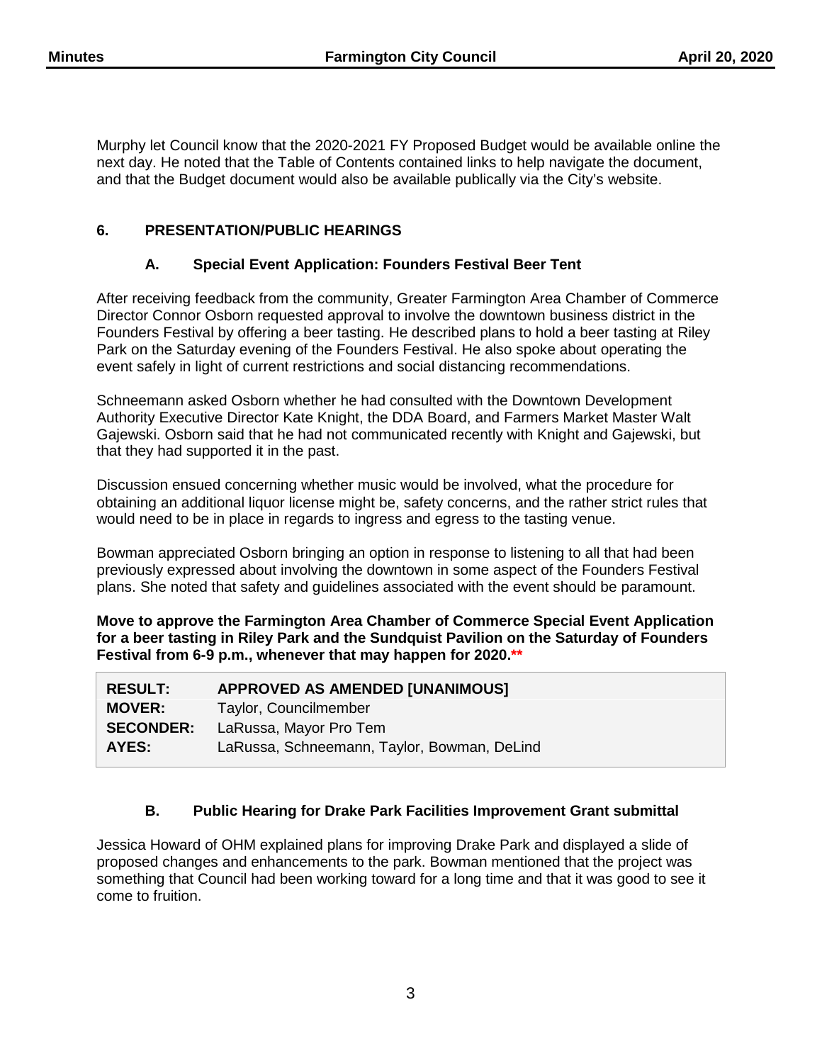Murphy let Council know that the 2020-2021 FY Proposed Budget would be available online the next day. He noted that the Table of Contents contained links to help navigate the document, and that the Budget document would also be available publically via the City's website.

## 6. PRESENTATION/PUBLIC HEARINGS

### A. Special Event Application: Founders Festival Beer Tent

After receiving feedback from the community, Greater Farmington Area Chamber of Commerce Director Connor Osborn requested approval to involve the downtown business district in the Founders Festival by offering a beer tasting. He described plans to hold a beer tasting at Riley Park on the Saturday evening of the Founders Festival. He also spoke about operating the event safely in light of current restrictions and social distancing recommendations.

Schneemann asked Osborn whether he had consulted with the Downtown Development Authority Executive Director Kate Knight, the DDA Board, and Farmers Market Master Walt Gajewski. Osborn said that he had not communicated recently with Knight and Gajewski, but that they had supported it in the past.

Discussion ensued concerning whether music would be involved, what the procedure for obtaining an additional liquor license might be, safety concerns, and the rather strict rules that would need to be in place in regards to ingress and egress to the tasting venue.

Bowman appreciated Osborn bringing an option in response to listening to all that had been previously expressed about involving the downtown in some aspect of the Founders Festival plans. She noted that safety and guidelines associated with the event should be paramount.

**Move to approve the Farmington Area Chamber of Commerce Special Event Application for a beer tasting in Riley Park and the Sundquist Pavilion on the Saturday of Founders Festival from 6-9 p.m., whenever that may happen for 2020.****

| | |
|---|---|
| **RESULT:** | **APPROVED AS AMENDED [UNANIMOUS]** |
| **MOVER:** | Taylor, Councilmember |
| **SECONDER:** | LaRussa, Mayor Pro Tem |
| **AYES:** | LaRussa, Schneemann, Taylor, Bowman, DeLind |

### B. Public Hearing for Drake Park Facilities Improvement Grant submittal

Jessica Howard of OHM explained plans for improving Drake Park and displayed a slide of proposed changes and enhancements to the park. Bowman mentioned that the project was something that Council had been working toward for a long time and that it was good to see it come to fruition.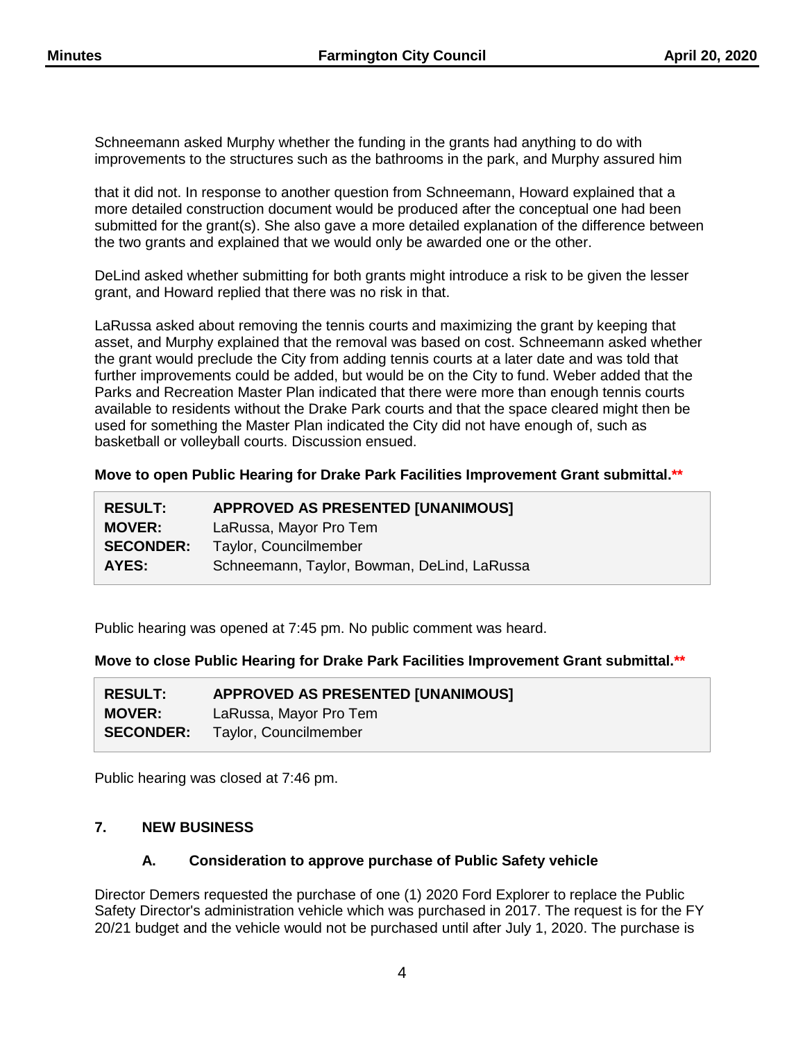Schneemann asked Murphy whether the funding in the grants had anything to do with improvements to the structures such as the bathrooms in the park, and Murphy assured him

that it did not. In response to another question from Schneemann, Howard explained that a more detailed construction document would be produced after the conceptual one had been submitted for the grant(s). She also gave a more detailed explanation of the difference between the two grants and explained that we would only be awarded one or the other.

DeLind asked whether submitting for both grants might introduce a risk to be given the lesser grant, and Howard replied that there was no risk in that.

LaRussa asked about removing the tennis courts and maximizing the grant by keeping that asset, and Murphy explained that the removal was based on cost. Schneemann asked whether the grant would preclude the City from adding tennis courts at a later date and was told that further improvements could be added, but would be on the City to fund. Weber added that the Parks and Recreation Master Plan indicated that there were more than enough tennis courts available to residents without the Drake Park courts and that the space cleared might then be used for something the Master Plan indicated the City did not have enough of, such as basketball or volleyball courts. Discussion ensued.

**Move to open Public Hearing for Drake Park Facilities Improvement Grant submittal.\*\***

| | |
|---|---|
| **RESULT:** | **APPROVED AS PRESENTED [UNANIMOUS]** |
| **MOVER:** | LaRussa, Mayor Pro Tem |
| **SECONDER:** | Taylor, Councilmember |
| **AYES:** | Schneemann, Taylor, Bowman, DeLind, LaRussa |

Public hearing was opened at 7:45 pm. No public comment was heard.

**Move to close Public Hearing for Drake Park Facilities Improvement Grant submittal.\*\***

| | |
|---|---|
| **RESULT:** | **APPROVED AS PRESENTED [UNANIMOUS]** |
| **MOVER:** | LaRussa, Mayor Pro Tem |
| **SECONDER:** | Taylor, Councilmember |

Public hearing was closed at 7:46 pm.

## 7. NEW BUSINESS

### A. Consideration to approve purchase of Public Safety vehicle

Director Demers requested the purchase of one (1) 2020 Ford Explorer to replace the Public Safety Director's administration vehicle which was purchased in 2017. The request is for the FY 20/21 budget and the vehicle would not be purchased until after July 1, 2020. The purchase is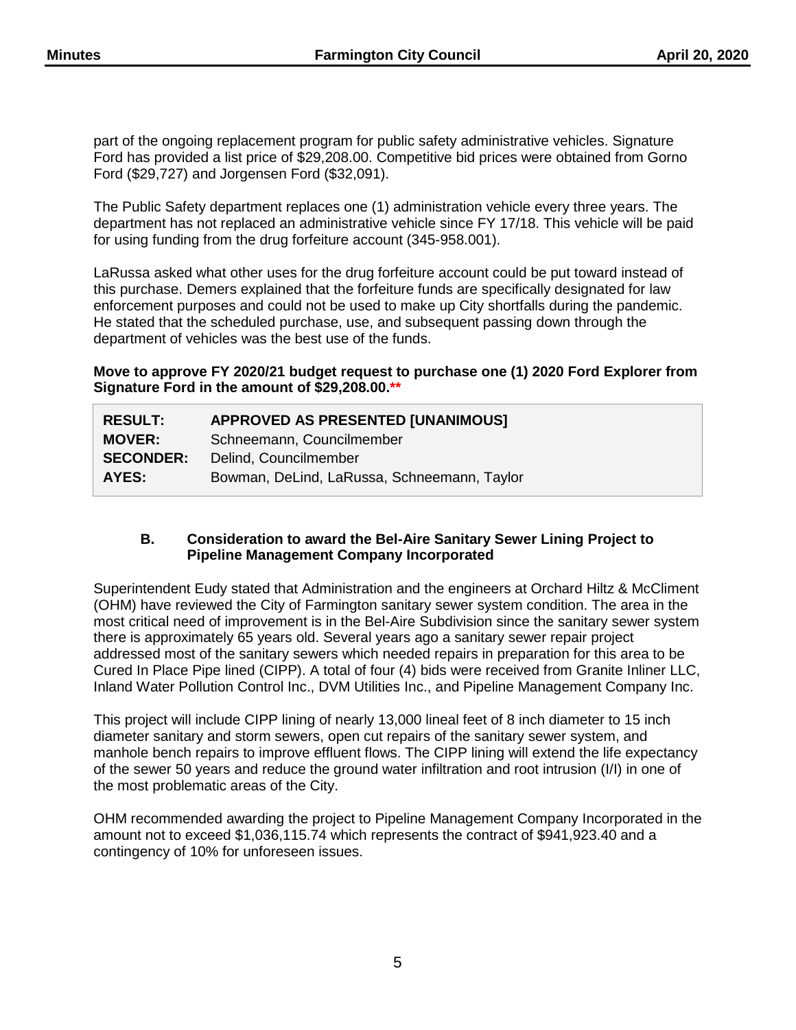part of the ongoing replacement program for public safety administrative vehicles. Signature Ford has provided a list price of $29,208.00. Competitive bid prices were obtained from Gorno Ford ($29,727) and Jorgensen Ford ($32,091).

The Public Safety department replaces one (1) administration vehicle every three years. The department has not replaced an administrative vehicle since FY 17/18. This vehicle will be paid for using funding from the drug forfeiture account (345-958.001).

LaRussa asked what other uses for the drug forfeiture account could be put toward instead of this purchase. Demers explained that the forfeiture funds are specifically designated for law enforcement purposes and could not be used to make up City shortfalls during the pandemic. He stated that the scheduled purchase, use, and subsequent passing down through the department of vehicles was the best use of the funds.

**Move to approve FY 2020/21 budget request to purchase one (1) 2020 Ford Explorer from Signature Ford in the amount of $29,208.00.\*\***

| | |
|---|---|
| **RESULT:** | **APPROVED AS PRESENTED [UNANIMOUS]** |
| **MOVER:** | Schneemann, Councilmember |
| **SECONDER:** | Delind, Councilmember |
| **AYES:** | Bowman, DeLind, LaRussa, Schneemann, Taylor |

### B. Consideration to award the Bel-Aire Sanitary Sewer Lining Project to Pipeline Management Company Incorporated

Superintendent Eudy stated that Administration and the engineers at Orchard Hiltz & McCliment (OHM) have reviewed the City of Farmington sanitary sewer system condition. The area in the most critical need of improvement is in the Bel-Aire Subdivision since the sanitary sewer system there is approximately 65 years old. Several years ago a sanitary sewer repair project addressed most of the sanitary sewers which needed repairs in preparation for this area to be Cured In Place Pipe lined (CIPP). A total of four (4) bids were received from Granite Inliner LLC, Inland Water Pollution Control Inc., DVM Utilities Inc., and Pipeline Management Company Inc.

This project will include CIPP lining of nearly 13,000 lineal feet of 8 inch diameter to 15 inch diameter sanitary and storm sewers, open cut repairs of the sanitary sewer system, and manhole bench repairs to improve effluent flows. The CIPP lining will extend the life expectancy of the sewer 50 years and reduce the ground water infiltration and root intrusion (I/I) in one of the most problematic areas of the City.

OHM recommended awarding the project to Pipeline Management Company Incorporated in the amount not to exceed $1,036,115.74 which represents the contract of $941,923.40 and a contingency of 10% for unforeseen issues.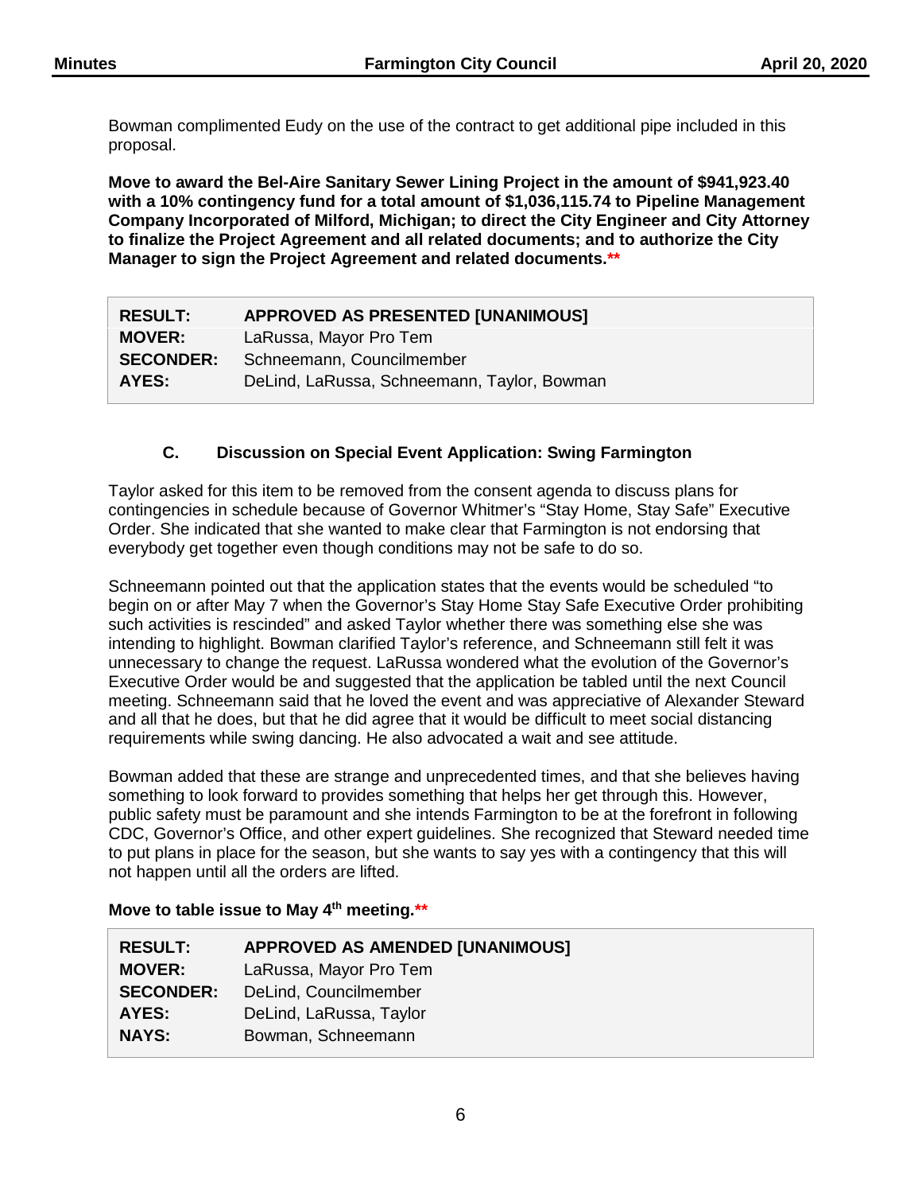Bowman complimented Eudy on the use of the contract to get additional pipe included in this proposal.

**Move to award the Bel-Aire Sanitary Sewer Lining Project in the amount of $941,923.40 with a 10% contingency fund for a total amount of $1,036,115.74 to Pipeline Management Company Incorporated of Milford, Michigan; to direct the City Engineer and City Attorney to finalize the Project Agreement and all related documents; and to authorize the City Manager to sign the Project Agreement and related documents.****

| **RESULT:** | **APPROVED AS PRESENTED [UNANIMOUS]** |
|---|---|
| **MOVER:** | LaRussa, Mayor Pro Tem |
| **SECONDER:** | Schneemann, Councilmember |
| **AYES:** | DeLind, LaRussa, Schneemann, Taylor, Bowman |

### C. Discussion on Special Event Application: Swing Farmington

Taylor asked for this item to be removed from the consent agenda to discuss plans for contingencies in schedule because of Governor Whitmer's "Stay Home, Stay Safe" Executive Order. She indicated that she wanted to make clear that Farmington is not endorsing that everybody get together even though conditions may not be safe to do so.

Schneemann pointed out that the application states that the events would be scheduled "to begin on or after May 7 when the Governor's Stay Home Stay Safe Executive Order prohibiting such activities is rescinded" and asked Taylor whether there was something else she was intending to highlight. Bowman clarified Taylor's reference, and Schneemann still felt it was unnecessary to change the request. LaRussa wondered what the evolution of the Governor's Executive Order would be and suggested that the application be tabled until the next Council meeting. Schneemann said that he loved the event and was appreciative of Alexander Steward and all that he does, but that he did agree that it would be difficult to meet social distancing requirements while swing dancing. He also advocated a wait and see attitude.

Bowman added that these are strange and unprecedented times, and that she believes having something to look forward to provides something that helps her get through this. However, public safety must be paramount and she intends Farmington to be at the forefront in following CDC, Governor's Office, and other expert guidelines. She recognized that Steward needed time to put plans in place for the season, but she wants to say yes with a contingency that this will not happen until all the orders are lifted.

**Move to table issue to May 4th meeting.****

| **RESULT:** | **APPROVED AS AMENDED [UNANIMOUS]** |
|---|---|
| **MOVER:** | LaRussa, Mayor Pro Tem |
| **SECONDER:** | DeLind, Councilmember |
| **AYES:** | DeLind, LaRussa, Taylor |
| **NAYS:** | Bowman, Schneemann |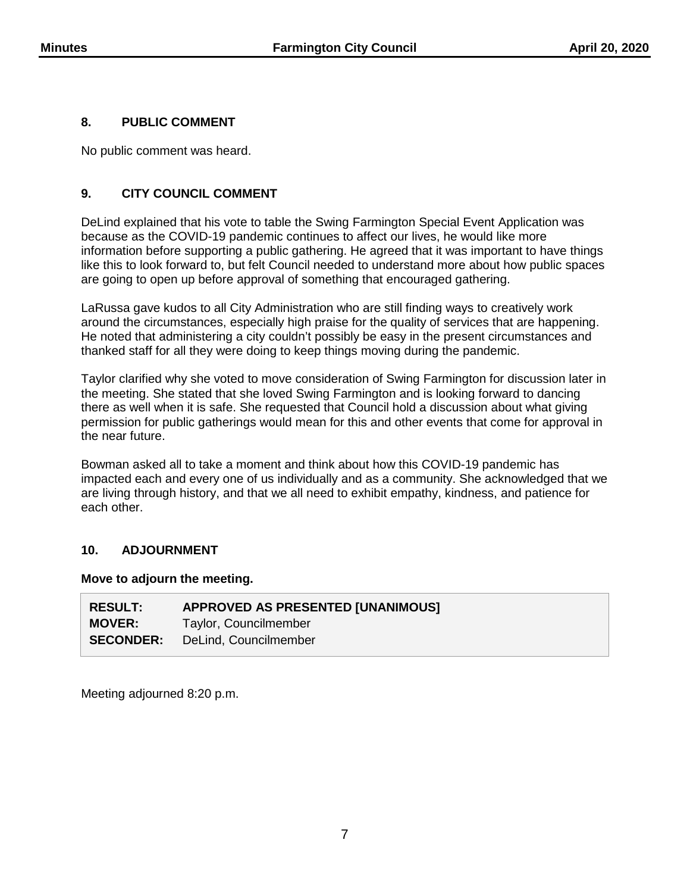## 8. PUBLIC COMMENT

No public comment was heard.

## 9. CITY COUNCIL COMMENT

DeLind explained that his vote to table the Swing Farmington Special Event Application was because as the COVID-19 pandemic continues to affect our lives, he would like more information before supporting a public gathering. He agreed that it was important to have things like this to look forward to, but felt Council needed to understand more about how public spaces are going to open up before approval of something that encouraged gathering.

LaRussa gave kudos to all City Administration who are still finding ways to creatively work around the circumstances, especially high praise for the quality of services that are happening. He noted that administering a city couldn't possibly be easy in the present circumstances and thanked staff for all they were doing to keep things moving during the pandemic.

Taylor clarified why she voted to move consideration of Swing Farmington for discussion later in the meeting. She stated that she loved Swing Farmington and is looking forward to dancing there as well when it is safe. She requested that Council hold a discussion about what giving permission for public gatherings would mean for this and other events that come for approval in the near future.

Bowman asked all to take a moment and think about how this COVID-19 pandemic has impacted each and every one of us individually and as a community. She acknowledged that we are living through history, and that we all need to exhibit empathy, kindness, and patience for each other.

## 10. ADJOURNMENT

**Move to adjourn the meeting.**

| | |
|---|---|
| **RESULT:** | **APPROVED AS PRESENTED [UNANIMOUS]** |
| **MOVER:** | Taylor, Councilmember |
| **SECONDER:** | DeLind, Councilmember |

Meeting adjourned 8:20 p.m.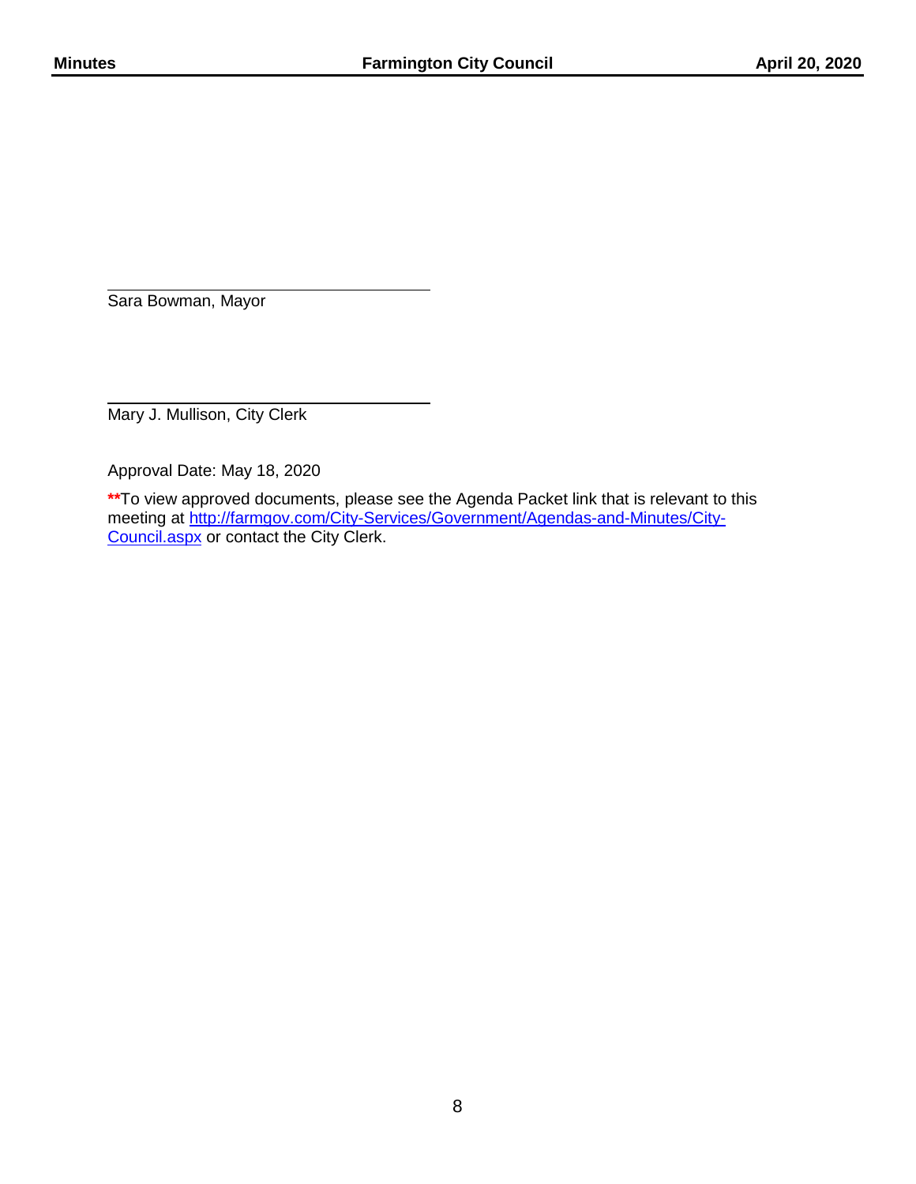_______________________________
Sara Bowman, Mayor

_______________________________
Mary J. Mullison, City Clerk

Approval Date: May 18, 2020

**To view approved documents, please see the Agenda Packet link that is relevant to this meeting at [http://farmgov.com/City-Services/Government/Agendas-and-Minutes/City-Council.aspx](http://farmgov.com/City-Services/Government/Agendas-and-Minutes/City-Council.aspx) or contact the City Clerk.